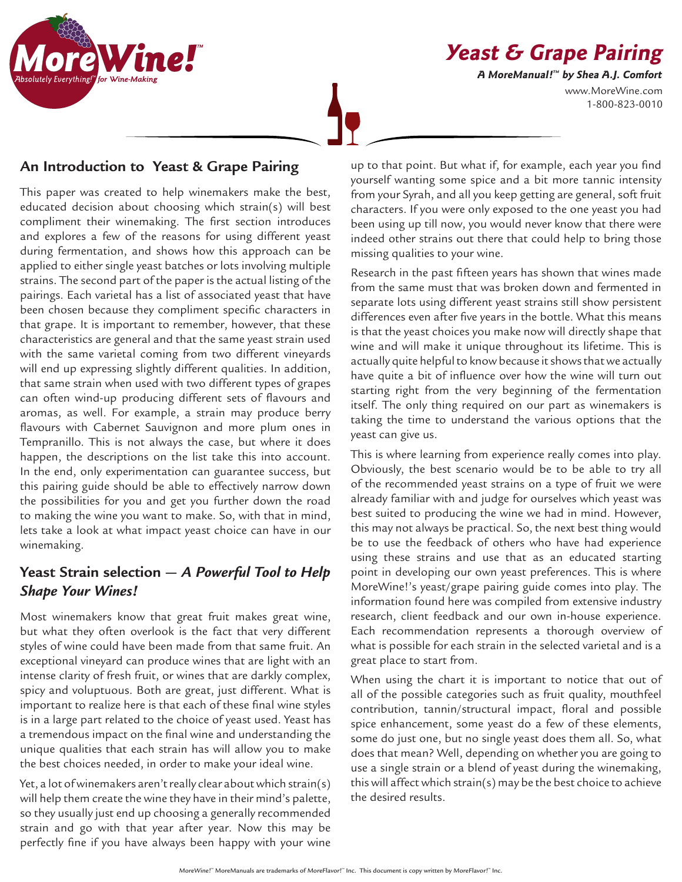# Yeast & Grape Pairing

***A MoreManual!™ by Shea A.J. Comfort***

www.MoreWine.com
1-800-823-0010

## An Introduction to Yeast & Grape Pairing

This paper was created to help winemakers make the best, educated decision about choosing which strain(s) will best compliment their winemaking. The first section introduces and explores a few of the reasons for using different yeast during fermentation, and shows how this approach can be applied to either single yeast batches or lots involving multiple strains. The second part of the paper is the actual listing of the pairings. Each varietal has a list of associated yeast that have been chosen because they compliment specific characters in that grape. It is important to remember, however, that these characteristics are general and that the same yeast strain used with the same varietal coming from two different vineyards will end up expressing slightly different qualities. In addition, that same strain when used with two different types of grapes can often wind-up producing different sets of flavours and aromas, as well. For example, a strain may produce berry flavours with Cabernet Sauvignon and more plum ones in Tempranillo. This is not always the case, but where it does happen, the descriptions on the list take this into account. In the end, only experimentation can guarantee success, but this pairing guide should be able to effectively narrow down the possibilities for you and get you further down the road to making the wine you want to make. So, with that in mind, lets take a look at what impact yeast choice can have in our winemaking.

## Yeast Strain selection — *A Powerful Tool to Help Shape Your Wines!*

Most winemakers know that great fruit makes great wine, but what they often overlook is the fact that very different styles of wine could have been made from that same fruit. An exceptional vineyard can produce wines that are light with an intense clarity of fresh fruit, or wines that are darkly complex, spicy and voluptuous. Both are great, just different. What is important to realize here is that each of these final wine styles is in a large part related to the choice of yeast used. Yeast has a tremendous impact on the final wine and understanding the unique qualities that each strain has will allow you to make the best choices needed, in order to make your ideal wine.

Yet, a lot of winemakers aren't really clear about which strain(s) will help them create the wine they have in their mind's palette, so they usually just end up choosing a generally recommended strain and go with that year after year. Now this may be perfectly fine if you have always been happy with your wine up to that point. But what if, for example, each year you find yourself wanting some spice and a bit more tannic intensity from your Syrah, and all you keep getting are general, soft fruit characters. If you were only exposed to the one yeast you had been using up till now, you would never know that there were indeed other strains out there that could help to bring those missing qualities to your wine.

Research in the past fifteen years has shown that wines made from the same must that was broken down and fermented in separate lots using different yeast strains still show persistent differences even after five years in the bottle. What this means is that the yeast choices you make now will directly shape that wine and will make it unique throughout its lifetime. This is actually quite helpful to know because it shows that we actually have quite a bit of influence over how the wine will turn out starting right from the very beginning of the fermentation itself. The only thing required on our part as winemakers is taking the time to understand the various options that the yeast can give us.

This is where learning from experience really comes into play. Obviously, the best scenario would be to be able to try all of the recommended yeast strains on a type of fruit we were already familiar with and judge for ourselves which yeast was best suited to producing the wine we had in mind. However, this may not always be practical. So, the next best thing would be to use the feedback of others who have had experience using these strains and use that as an educated starting point in developing our own yeast preferences. This is where MoreWine!'s yeast/grape pairing guide comes into play. The information found here was compiled from extensive industry research, client feedback and our own in-house experience. Each recommendation represents a thorough overview of what is possible for each strain in the selected varietal and is a great place to start from.

When using the chart it is important to notice that out of all of the possible categories such as fruit quality, mouthfeel contribution, tannin/structural impact, floral and possible spice enhancement, some yeast do a few of these elements, some do just one, but no single yeast does them all. So, what does that mean? Well, depending on whether you are going to use a single strain or a blend of yeast during the winemaking, this will affect which strain(s) may be the best choice to achieve the desired results.

MoreWine!™ MoreManuals are trademarks of MoreFlavor!™ Inc. This document is copy written by MoreFlavor!™ Inc.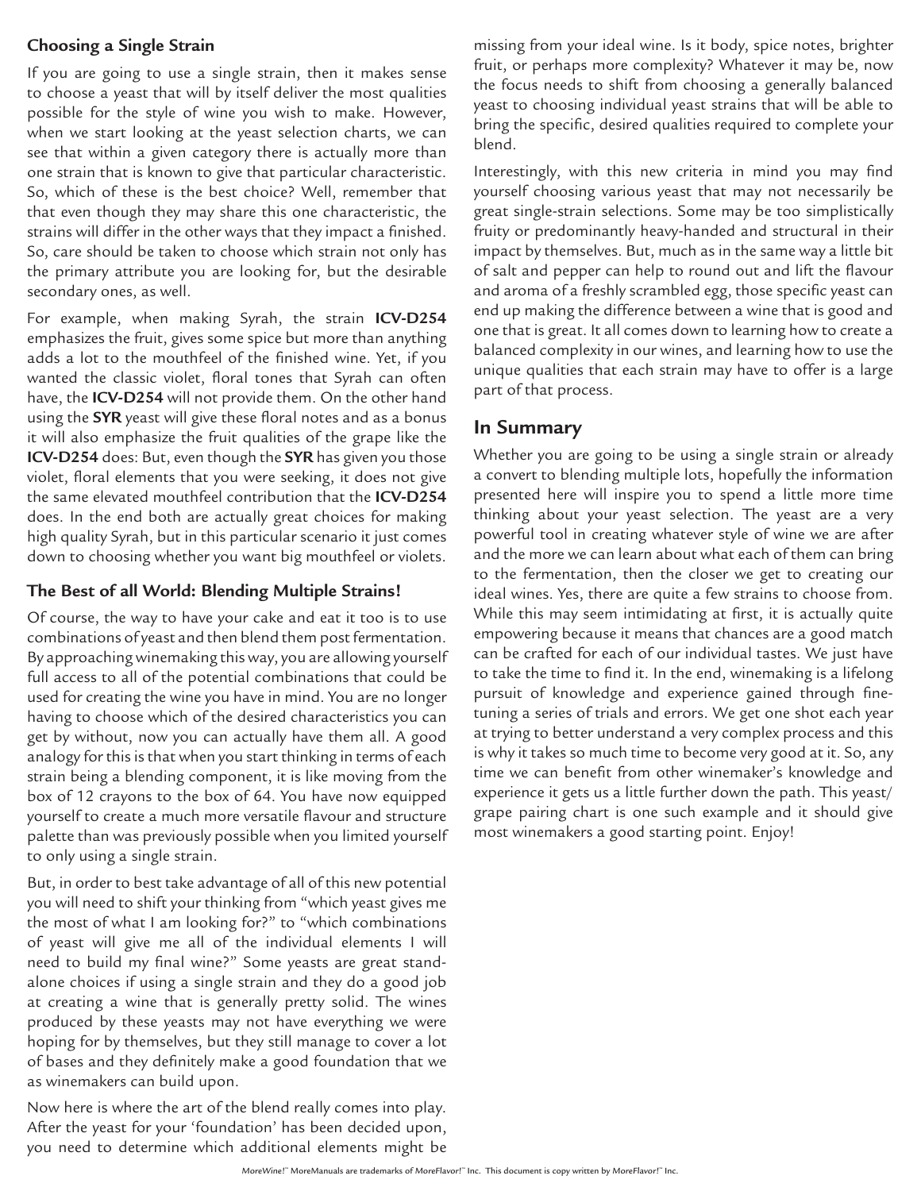### Choosing a Single Strain

If you are going to use a single strain, then it makes sense to choose a yeast that will by itself deliver the most qualities possible for the style of wine you wish to make. However, when we start looking at the yeast selection charts, we can see that within a given category there is actually more than one strain that is known to give that particular characteristic. So, which of these is the best choice? Well, remember that that even though they may share this one characteristic, the strains will differ in the other ways that they impact a finished. So, care should be taken to choose which strain not only has the primary attribute you are looking for, but the desirable secondary ones, as well.

For example, when making Syrah, the strain **ICV-D254** emphasizes the fruit, gives some spice but more than anything adds a lot to the mouthfeel of the finished wine. Yet, if you wanted the classic violet, floral tones that Syrah can often have, the **ICV-D254** will not provide them. On the other hand using the **SYR** yeast will give these floral notes and as a bonus it will also emphasize the fruit qualities of the grape like the **ICV-D254** does: But, even though the **SYR** has given you those violet, floral elements that you were seeking, it does not give the same elevated mouthfeel contribution that the **ICV-D254** does. In the end both are actually great choices for making high quality Syrah, but in this particular scenario it just comes down to choosing whether you want big mouthfeel or violets.

### The Best of all World: Blending Multiple Strains!

Of course, the way to have your cake and eat it too is to use combinations of yeast and then blend them post fermentation. By approaching winemaking this way, you are allowing yourself full access to all of the potential combinations that could be used for creating the wine you have in mind. You are no longer having to choose which of the desired characteristics you can get by without, now you can actually have them all. A good analogy for this is that when you start thinking in terms of each strain being a blending component, it is like moving from the box of 12 crayons to the box of 64. You have now equipped yourself to create a much more versatile flavour and structure palette than was previously possible when you limited yourself to only using a single strain.

But, in order to best take advantage of all of this new potential you will need to shift your thinking from "which yeast gives me the most of what I am looking for?" to "which combinations of yeast will give me all of the individual elements I will need to build my final wine?" Some yeasts are great stand-alone choices if using a single strain and they do a good job at creating a wine that is generally pretty solid. The wines produced by these yeasts may not have everything we were hoping for by themselves, but they still manage to cover a lot of bases and they definitely make a good foundation that we as winemakers can build upon.

Now here is where the art of the blend really comes into play. After the yeast for your 'foundation' has been decided upon, you need to determine which additional elements might be missing from your ideal wine. Is it body, spice notes, brighter fruit, or perhaps more complexity? Whatever it may be, now the focus needs to shift from choosing a generally balanced yeast to choosing individual yeast strains that will be able to bring the specific, desired qualities required to complete your blend.

Interestingly, with this new criteria in mind you may find yourself choosing various yeast that may not necessarily be great single-strain selections. Some may be too simplistically fruity or predominantly heavy-handed and structural in their impact by themselves. But, much as in the same way a little bit of salt and pepper can help to round out and lift the flavour and aroma of a freshly scrambled egg, those specific yeast can end up making the difference between a wine that is good and one that is great. It all comes down to learning how to create a balanced complexity in our wines, and learning how to use the unique qualities that each strain may have to offer is a large part of that process.

## In Summary

Whether you are going to be using a single strain or already a convert to blending multiple lots, hopefully the information presented here will inspire you to spend a little more time thinking about your yeast selection. The yeast are a very powerful tool in creating whatever style of wine we are after and the more we can learn about what each of them can bring to the fermentation, then the closer we get to creating our ideal wines. Yes, there are quite a few strains to choose from. While this may seem intimidating at first, it is actually quite empowering because it means that chances are a good match can be crafted for each of our individual tastes. We just have to take the time to find it. In the end, winemaking is a lifelong pursuit of knowledge and experience gained through fine-tuning a series of trials and errors. We get one shot each year at trying to better understand a very complex process and this is why it takes so much time to become very good at it. So, any time we can benefit from other winemaker's knowledge and experience it gets us a little further down the path. This yeast/grape pairing chart is one such example and it should give most winemakers a good starting point. Enjoy!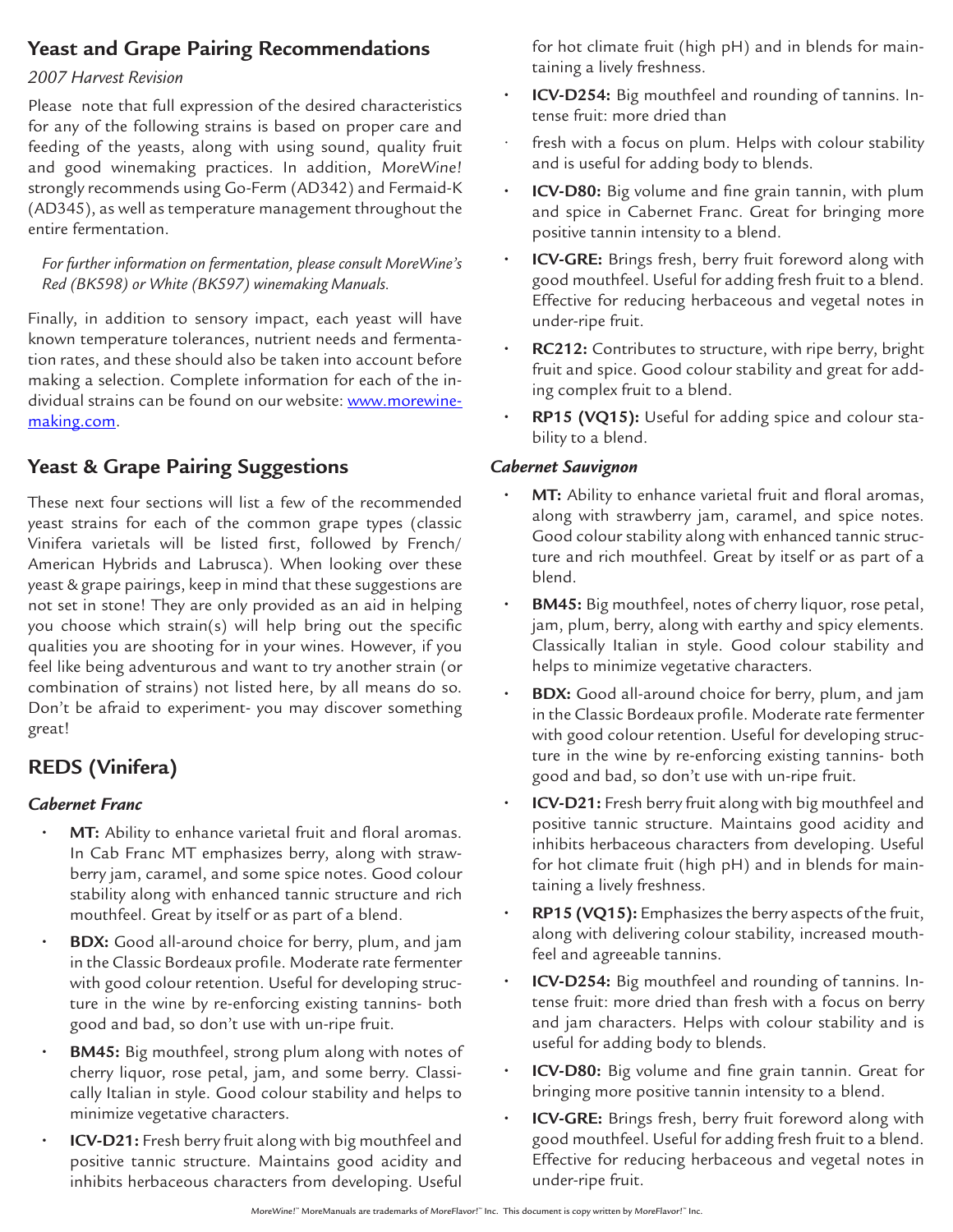## Yeast and Grape Pairing Recommendations

*2007 Harvest Revision*

Please note that full expression of the desired characteristics for any of the following strains is based on proper care and feeding of the yeasts, along with using sound, quality fruit and good winemaking practices. In addition, *MoreWine!* strongly recommends using Go-Ferm (AD342) and Fermaid-K (AD345), as well as temperature management throughout the entire fermentation.

*For further information on fermentation, please consult MoreWine's Red (BK598) or White (BK597) winemaking Manuals.*

Finally, in addition to sensory impact, each yeast will have known temperature tolerances, nutrient needs and fermentation rates, and these should also be taken into account before making a selection. Complete information for each of the individual strains can be found on our website: www.morewinemaking.com.

## Yeast & Grape Pairing Suggestions

These next four sections will list a few of the recommended yeast strains for each of the common grape types (classic Vinifera varietals will be listed first, followed by French/American Hybrids and Labrusca). When looking over these yeast & grape pairings, keep in mind that these suggestions are not set in stone! They are only provided as an aid in helping you choose which strain(s) will help bring out the specific qualities you are shooting for in your wines. However, if you feel like being adventurous and want to try another strain (or combination of strains) not listed here, by all means do so. Don't be afraid to experiment- you may discover something great!

## REDS (Vinifera)

### *Cabernet Franc*

- **MT:** Ability to enhance varietal fruit and floral aromas. In Cab Franc MT emphasizes berry, along with strawberry jam, caramel, and some spice notes. Good colour stability along with enhanced tannic structure and rich mouthfeel. Great by itself or as part of a blend.
- **BDX:** Good all-around choice for berry, plum, and jam in the Classic Bordeaux profile. Moderate rate fermenter with good colour retention. Useful for developing structure in the wine by re-enforcing existing tannins- both good and bad, so don't use with un-ripe fruit.
- **BM45:** Big mouthfeel, strong plum along with notes of cherry liquor, rose petal, jam, and some berry. Classically Italian in style. Good colour stability and helps to minimize vegetative characters.
- **ICV-D21:** Fresh berry fruit along with big mouthfeel and positive tannic structure. Maintains good acidity and inhibits herbaceous characters from developing. Useful for hot climate fruit (high pH) and in blends for maintaining a lively freshness.
- **ICV-D254:** Big mouthfeel and rounding of tannins. Intense fruit: more dried than fresh with a focus on plum. Helps with colour stability and is useful for adding body to blends.
- **ICV-D80:** Big volume and fine grain tannin, with plum and spice in Cabernet Franc. Great for bringing more positive tannin intensity to a blend.
- **ICV-GRE:** Brings fresh, berry fruit foreword along with good mouthfeel. Useful for adding fresh fruit to a blend. Effective for reducing herbaceous and vegetal notes in under-ripe fruit.
- **RC212:** Contributes to structure, with ripe berry, bright fruit and spice. Good colour stability and great for adding complex fruit to a blend.
- **RP15 (VQ15):** Useful for adding spice and colour stability to a blend.

### *Cabernet Sauvignon*

- **MT:** Ability to enhance varietal fruit and floral aromas, along with strawberry jam, caramel, and spice notes. Good colour stability along with enhanced tannic structure and rich mouthfeel. Great by itself or as part of a blend.
- **BM45:** Big mouthfeel, notes of cherry liquor, rose petal, jam, plum, berry, along with earthy and spicy elements. Classically Italian in style. Good colour stability and helps to minimize vegetative characters.
- **BDX:** Good all-around choice for berry, plum, and jam in the Classic Bordeaux profile. Moderate rate fermenter with good colour retention. Useful for developing structure in the wine by re-enforcing existing tannins- both good and bad, so don't use with un-ripe fruit.
- **ICV-D21:** Fresh berry fruit along with big mouthfeel and positive tannic structure. Maintains good acidity and inhibits herbaceous characters from developing. Useful for hot climate fruit (high pH) and in blends for maintaining a lively freshness.
- **RP15 (VQ15):** Emphasizes the berry aspects of the fruit, along with delivering colour stability, increased mouthfeel and agreeable tannins.
- **ICV-D254:** Big mouthfeel and rounding of tannins. Intense fruit: more dried than fresh with a focus on berry and jam characters. Helps with colour stability and is useful for adding body to blends.
- **ICV-D80:** Big volume and fine grain tannin. Great for bringing more positive tannin intensity to a blend.
- **ICV-GRE:** Brings fresh, berry fruit foreword along with good mouthfeel. Useful for adding fresh fruit to a blend. Effective for reducing herbaceous and vegetal notes in under-ripe fruit.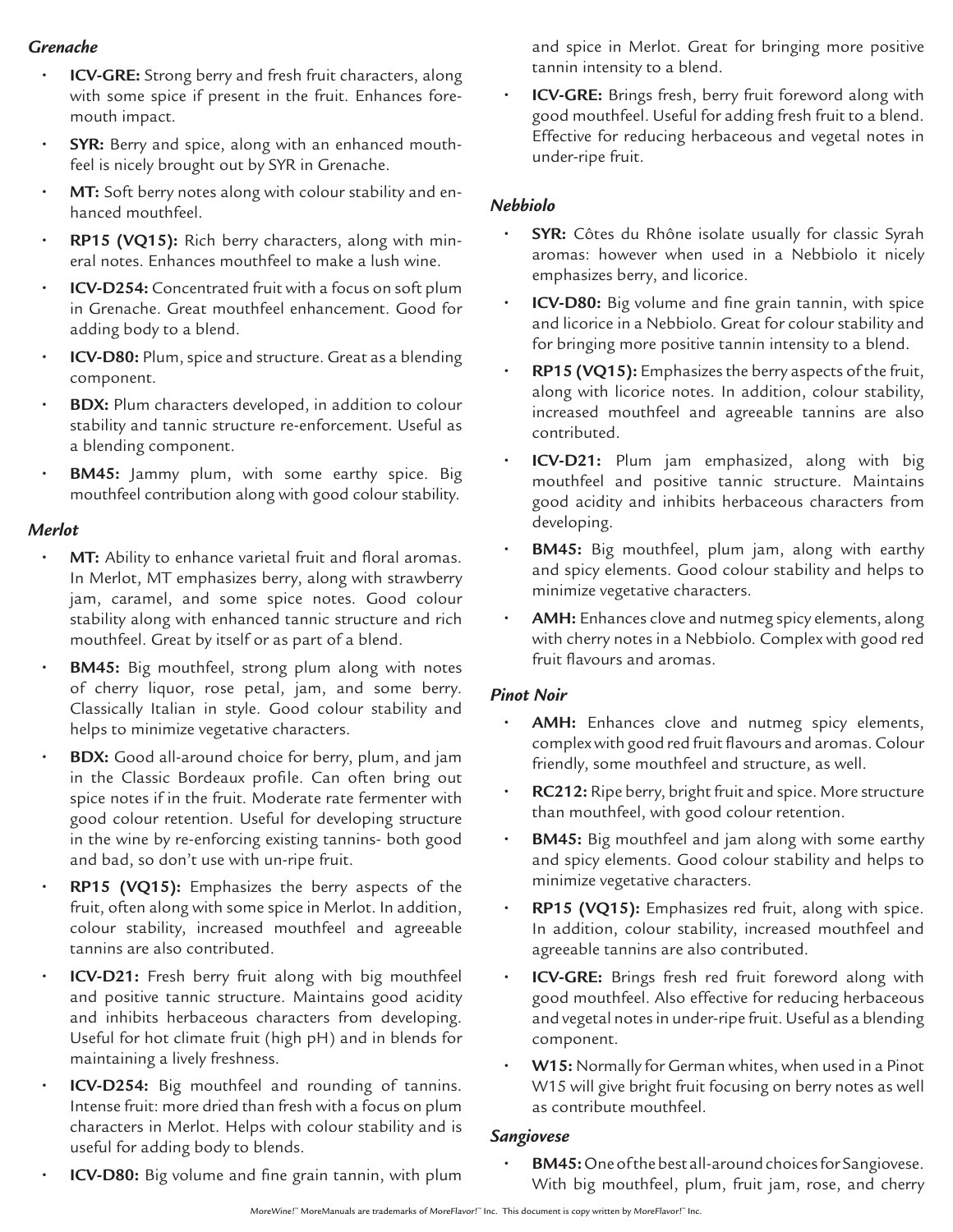### *Grenache*

- **ICV-GRE:** Strong berry and fresh fruit characters, along with some spice if present in the fruit. Enhances fore-mouth impact.
- **SYR:** Berry and spice, along with an enhanced mouth-feel is nicely brought out by SYR in Grenache.
- **MT:** Soft berry notes along with colour stability and enhanced mouthfeel.
- **RP15 (VQ15):** Rich berry characters, along with mineral notes. Enhances mouthfeel to make a lush wine.
- **ICV-D254:** Concentrated fruit with a focus on soft plum in Grenache. Great mouthfeel enhancement. Good for adding body to a blend.
- **ICV-D80:** Plum, spice and structure. Great as a blending component.
- **BDX:** Plum characters developed, in addition to colour stability and tannic structure re-enforcement. Useful as a blending component.
- **BM45:** Jammy plum, with some earthy spice. Big mouthfeel contribution along with good colour stability.

### *Merlot*

- **MT:** Ability to enhance varietal fruit and floral aromas. In Merlot, MT emphasizes berry, along with strawberry jam, caramel, and some spice notes. Good colour stability along with enhanced tannic structure and rich mouthfeel. Great by itself or as part of a blend.
- **BM45:** Big mouthfeel, strong plum along with notes of cherry liquor, rose petal, jam, and some berry. Classically Italian in style. Good colour stability and helps to minimize vegetative characters.
- **BDX:** Good all-around choice for berry, plum, and jam in the Classic Bordeaux profile. Can often bring out spice notes if in the fruit. Moderate rate fermenter with good colour retention. Useful for developing structure in the wine by re-enforcing existing tannins- both good and bad, so don't use with un-ripe fruit.
- **RP15 (VQ15):** Emphasizes the berry aspects of the fruit, often along with some spice in Merlot. In addition, colour stability, increased mouthfeel and agreeable tannins are also contributed.
- **ICV-D21:** Fresh berry fruit along with big mouthfeel and positive tannic structure. Maintains good acidity and inhibits herbaceous characters from developing. Useful for hot climate fruit (high pH) and in blends for maintaining a lively freshness.
- **ICV-D254:** Big mouthfeel and rounding of tannins. Intense fruit: more dried than fresh with a focus on plum characters in Merlot. Helps with colour stability and is useful for adding body to blends.
- **ICV-D80:** Big volume and fine grain tannin, with plum and spice in Merlot. Great for bringing more positive tannin intensity to a blend.
- **ICV-GRE:** Brings fresh, berry fruit foreword along with good mouthfeel. Useful for adding fresh fruit to a blend. Effective for reducing herbaceous and vegetal notes in under-ripe fruit.

### *Nebbiolo*

- **SYR:** Côtes du Rhône isolate usually for classic Syrah aromas: however when used in a Nebbiolo it nicely emphasizes berry, and licorice.
- **ICV-D80:** Big volume and fine grain tannin, with spice and licorice in a Nebbiolo. Great for colour stability and for bringing more positive tannin intensity to a blend.
- **RP15 (VQ15):** Emphasizes the berry aspects of the fruit, along with licorice notes. In addition, colour stability, increased mouthfeel and agreeable tannins are also contributed.
- **ICV-D21:** Plum jam emphasized, along with big mouthfeel and positive tannic structure. Maintains good acidity and inhibits herbaceous characters from developing.
- **BM45:** Big mouthfeel, plum jam, along with earthy and spicy elements. Good colour stability and helps to minimize vegetative characters.
- **AMH:** Enhances clove and nutmeg spicy elements, along with cherry notes in a Nebbiolo. Complex with good red fruit flavours and aromas.

### *Pinot Noir*

- **AMH:** Enhances clove and nutmeg spicy elements, complex with good red fruit flavours and aromas. Colour friendly, some mouthfeel and structure, as well.
- **RC212:** Ripe berry, bright fruit and spice. More structure than mouthfeel, with good colour retention.
- **BM45:** Big mouthfeel and jam along with some earthy and spicy elements. Good colour stability and helps to minimize vegetative characters.
- **RP15 (VQ15):** Emphasizes red fruit, along with spice. In addition, colour stability, increased mouthfeel and agreeable tannins are also contributed.
- **ICV-GRE:** Brings fresh red fruit foreword along with good mouthfeel. Also effective for reducing herbaceous and vegetal notes in under-ripe fruit. Useful as a blending component.
- **W15:** Normally for German whites, when used in a Pinot W15 will give bright fruit focusing on berry notes as well as contribute mouthfeel.

### *Sangiovese*

- **BM45:** One of the best all-around choices for Sangiovese. With big mouthfeel, plum, fruit jam, rose, and cherry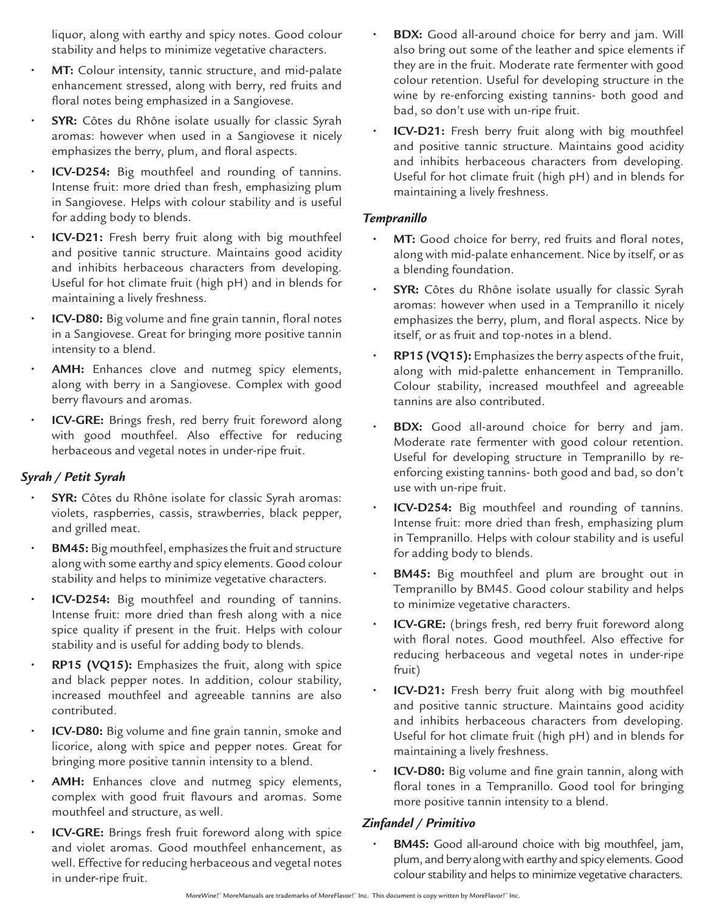liquor, along with earthy and spicy notes. Good colour stability and helps to minimize vegetative characters.

- **MT:** Colour intensity, tannic structure, and mid-palate enhancement stressed, along with berry, red fruits and floral notes being emphasized in a Sangiovese.
- **SYR:** Côtes du Rhône isolate usually for classic Syrah aromas: however when used in a Sangiovese it nicely emphasizes the berry, plum, and floral aspects.
- **ICV-D254:** Big mouthfeel and rounding of tannins. Intense fruit: more dried than fresh, emphasizing plum in Sangiovese. Helps with colour stability and is useful for adding body to blends.
- **ICV-D21:** Fresh berry fruit along with big mouthfeel and positive tannic structure. Maintains good acidity and inhibits herbaceous characters from developing. Useful for hot climate fruit (high pH) and in blends for maintaining a lively freshness.
- **ICV-D80:** Big volume and fine grain tannin, floral notes in a Sangiovese. Great for bringing more positive tannin intensity to a blend.
- **AMH:** Enhances clove and nutmeg spicy elements, along with berry in a Sangiovese. Complex with good berry flavours and aromas.
- **ICV-GRE:** Brings fresh, red berry fruit foreword along with good mouthfeel. Also effective for reducing herbaceous and vegetal notes in under-ripe fruit.

### *Syrah / Petit Syrah*

- **SYR:** Côtes du Rhône isolate for classic Syrah aromas: violets, raspberries, cassis, strawberries, black pepper, and grilled meat.
- **BM45:** Big mouthfeel, emphasizes the fruit and structure along with some earthy and spicy elements. Good colour stability and helps to minimize vegetative characters.
- **ICV-D254:** Big mouthfeel and rounding of tannins. Intense fruit: more dried than fresh along with a nice spice quality if present in the fruit. Helps with colour stability and is useful for adding body to blends.
- **RP15 (VQ15):** Emphasizes the fruit, along with spice and black pepper notes. In addition, colour stability, increased mouthfeel and agreeable tannins are also contributed.
- **ICV-D80:** Big volume and fine grain tannin, smoke and licorice, along with spice and pepper notes. Great for bringing more positive tannin intensity to a blend.
- **AMH:** Enhances clove and nutmeg spicy elements, complex with good fruit flavours and aromas. Some mouthfeel and structure, as well.
- **ICV-GRE:** Brings fresh fruit foreword along with spice and violet aromas. Good mouthfeel enhancement, as well. Effective for reducing herbaceous and vegetal notes in under-ripe fruit.
- **BDX:** Good all-around choice for berry and jam. Will also bring out some of the leather and spice elements if they are in the fruit. Moderate rate fermenter with good colour retention. Useful for developing structure in the wine by re-enforcing existing tannins- both good and bad, so don't use with un-ripe fruit.
- **ICV-D21:** Fresh berry fruit along with big mouthfeel and positive tannic structure. Maintains good acidity and inhibits herbaceous characters from developing. Useful for hot climate fruit (high pH) and in blends for maintaining a lively freshness.

### *Tempranillo*

- **MT:** Good choice for berry, red fruits and floral notes, along with mid-palate enhancement. Nice by itself, or as a blending foundation.
- **SYR:** Côtes du Rhône isolate usually for classic Syrah aromas: however when used in a Tempranillo it nicely emphasizes the berry, plum, and floral aspects. Nice by itself, or as fruit and top-notes in a blend.
- **RP15 (VQ15):** Emphasizes the berry aspects of the fruit, along with mid-palette enhancement in Tempranillo. Colour stability, increased mouthfeel and agreeable tannins are also contributed.
- **BDX:** Good all-around choice for berry and jam. Moderate rate fermenter with good colour retention. Useful for developing structure in Tempranillo by re-enforcing existing tannins- both good and bad, so don't use with un-ripe fruit.
- **ICV-D254:** Big mouthfeel and rounding of tannins. Intense fruit: more dried than fresh, emphasizing plum in Tempranillo. Helps with colour stability and is useful for adding body to blends.
- **BM45:** Big mouthfeel and plum are brought out in Tempranillo by BM45. Good colour stability and helps to minimize vegetative characters.
- **ICV-GRE:** (brings fresh, red berry fruit foreword along with floral notes. Good mouthfeel. Also effective for reducing herbaceous and vegetal notes in under-ripe fruit)
- **ICV-D21:** Fresh berry fruit along with big mouthfeel and positive tannic structure. Maintains good acidity and inhibits herbaceous characters from developing. Useful for hot climate fruit (high pH) and in blends for maintaining a lively freshness.
- **ICV-D80:** Big volume and fine grain tannin, along with floral tones in a Tempranillo. Good tool for bringing more positive tannin intensity to a blend.

### *Zinfandel / Primitivo*

- **BM45:** Good all-around choice with big mouthfeel, jam, plum, and berry along with earthy and spicy elements. Good colour stability and helps to minimize vegetative characters.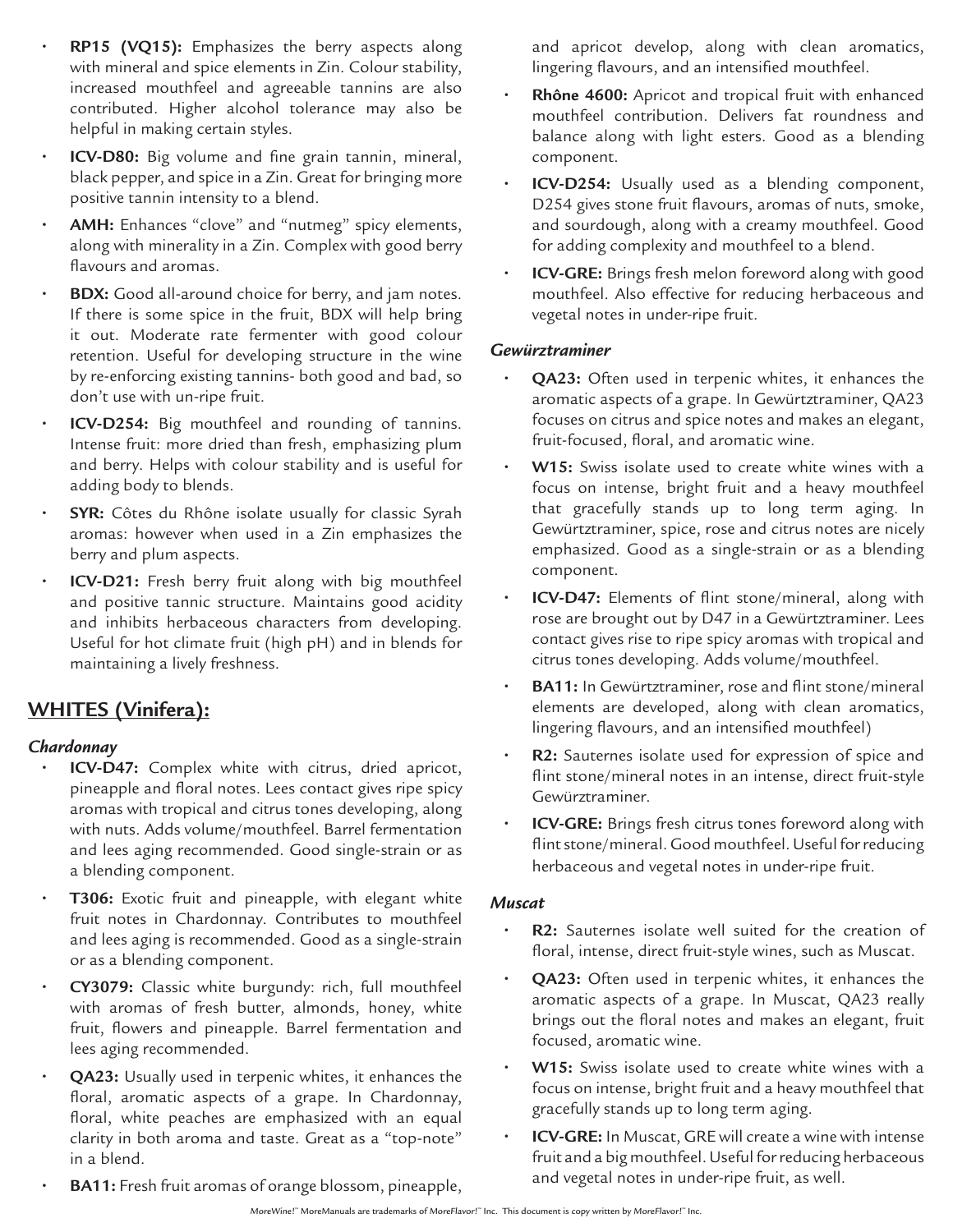- **RP15 (VQ15):** Emphasizes the berry aspects along with mineral and spice elements in Zin. Colour stability, increased mouthfeel and agreeable tannins are also contributed. Higher alcohol tolerance may also be helpful in making certain styles.
- **ICV-D80:** Big volume and fine grain tannin, mineral, black pepper, and spice in a Zin. Great for bringing more positive tannin intensity to a blend.
- **AMH:** Enhances "clove" and "nutmeg" spicy elements, along with minerality in a Zin. Complex with good berry flavours and aromas.
- **BDX:** Good all-around choice for berry, and jam notes. If there is some spice in the fruit, BDX will help bring it out. Moderate rate fermenter with good colour retention. Useful for developing structure in the wine by re-enforcing existing tannins- both good and bad, so don't use with un-ripe fruit.
- **ICV-D254:** Big mouthfeel and rounding of tannins. Intense fruit: more dried than fresh, emphasizing plum and berry. Helps with colour stability and is useful for adding body to blends.
- **SYR:** Côtes du Rhône isolate usually for classic Syrah aromas: however when used in a Zin emphasizes the berry and plum aspects.
- **ICV-D21:** Fresh berry fruit along with big mouthfeel and positive tannic structure. Maintains good acidity and inhibits herbaceous characters from developing. Useful for hot climate fruit (high pH) and in blends for maintaining a lively freshness.

## WHITES (Vinifera):

### *Chardonnay*

- **ICV-D47:** Complex white with citrus, dried apricot, pineapple and floral notes. Lees contact gives ripe spicy aromas with tropical and citrus tones developing, along with nuts. Adds volume/mouthfeel. Barrel fermentation and lees aging recommended. Good single-strain or as a blending component.
- **T306:** Exotic fruit and pineapple, with elegant white fruit notes in Chardonnay. Contributes to mouthfeel and lees aging is recommended. Good as a single-strain or as a blending component.
- **CY3079:** Classic white burgundy: rich, full mouthfeel with aromas of fresh butter, almonds, honey, white fruit, flowers and pineapple. Barrel fermentation and lees aging recommended.
- **QA23:** Usually used in terpenic whites, it enhances the floral, aromatic aspects of a grape. In Chardonnay, floral, white peaches are emphasized with an equal clarity in both aroma and taste. Great as a "top-note" in a blend.
- **BA11:** Fresh fruit aromas of orange blossom, pineapple, and apricot develop, along with clean aromatics, lingering flavours, and an intensified mouthfeel.
- **Rhône 4600:** Apricot and tropical fruit with enhanced mouthfeel contribution. Delivers fat roundness and balance along with light esters. Good as a blending component.
- **ICV-D254:** Usually used as a blending component, D254 gives stone fruit flavours, aromas of nuts, smoke, and sourdough, along with a creamy mouthfeel. Good for adding complexity and mouthfeel to a blend.
- **ICV-GRE:** Brings fresh melon foreword along with good mouthfeel. Also effective for reducing herbaceous and vegetal notes in under-ripe fruit.

### *Gewürztraminer*

- **QA23:** Often used in terpenic whites, it enhances the aromatic aspects of a grape. In Gewürtztraminer, QA23 focuses on citrus and spice notes and makes an elegant, fruit-focused, floral, and aromatic wine.
- **W15:** Swiss isolate used to create white wines with a focus on intense, bright fruit and a heavy mouthfeel that gracefully stands up to long term aging. In Gewürtztraminer, spice, rose and citrus notes are nicely emphasized. Good as a single-strain or as a blending component.
- **ICV-D47:** Elements of flint stone/mineral, along with rose are brought out by D47 in a Gewürtztraminer. Lees contact gives rise to ripe spicy aromas with tropical and citrus tones developing. Adds volume/mouthfeel.
- **BA11:** In Gewürtztraminer, rose and flint stone/mineral elements are developed, along with clean aromatics, lingering flavours, and an intensified mouthfeel)
- **R2:** Sauternes isolate used for expression of spice and flint stone/mineral notes in an intense, direct fruit-style Gewürztraminer.
- **ICV-GRE:** Brings fresh citrus tones foreword along with flint stone/mineral. Good mouthfeel. Useful for reducing herbaceous and vegetal notes in under-ripe fruit.

### *Muscat*

- **R2:** Sauternes isolate well suited for the creation of floral, intense, direct fruit-style wines, such as Muscat.
- **QA23:** Often used in terpenic whites, it enhances the aromatic aspects of a grape. In Muscat, QA23 really brings out the floral notes and makes an elegant, fruit focused, aromatic wine.
- **W15:** Swiss isolate used to create white wines with a focus on intense, bright fruit and a heavy mouthfeel that gracefully stands up to long term aging.
- **ICV-GRE:** In Muscat, GRE will create a wine with intense fruit and a big mouthfeel. Useful for reducing herbaceous and vegetal notes in under-ripe fruit, as well.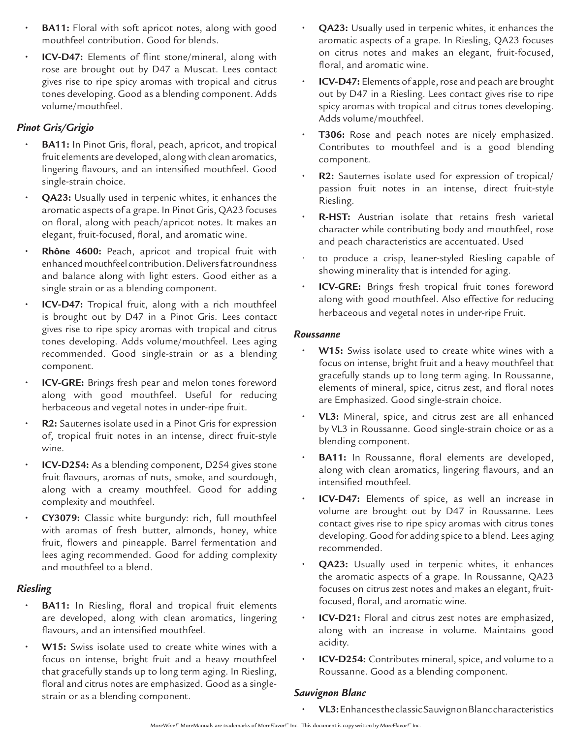- **BA11:** Floral with soft apricot notes, along with good mouthfeel contribution. Good for blends.
- **ICV-D47:** Elements of flint stone/mineral, along with rose are brought out by D47 a Muscat. Lees contact gives rise to ripe spicy aromas with tropical and citrus tones developing. Good as a blending component. Adds volume/mouthfeel.

### *Pinot Gris/Grigio*

- **BA11:** In Pinot Gris, floral, peach, apricot, and tropical fruit elements are developed, along with clean aromatics, lingering flavours, and an intensified mouthfeel. Good single-strain choice.
- **QA23:** Usually used in terpenic whites, it enhances the aromatic aspects of a grape. In Pinot Gris, QA23 focuses on floral, along with peach/apricot notes. It makes an elegant, fruit-focused, floral, and aromatic wine.
- **Rhône 4600:** Peach, apricot and tropical fruit with enhanced mouthfeel contribution. Delivers fat roundness and balance along with light esters. Good either as a single strain or as a blending component.
- **ICV-D47:** Tropical fruit, along with a rich mouthfeel is brought out by D47 in a Pinot Gris. Lees contact gives rise to ripe spicy aromas with tropical and citrus tones developing. Adds volume/mouthfeel. Lees aging recommended. Good single-strain or as a blending component.
- **ICV-GRE:** Brings fresh pear and melon tones foreword along with good mouthfeel. Useful for reducing herbaceous and vegetal notes in under-ripe fruit.
- **R2:** Sauternes isolate used in a Pinot Gris for expression of, tropical fruit notes in an intense, direct fruit-style wine.
- **ICV-D254:** As a blending component, D254 gives stone fruit flavours, aromas of nuts, smoke, and sourdough, along with a creamy mouthfeel. Good for adding complexity and mouthfeel.
- **CY3079:** Classic white burgundy: rich, full mouthfeel with aromas of fresh butter, almonds, honey, white fruit, flowers and pineapple. Barrel fermentation and lees aging recommended. Good for adding complexity and mouthfeel to a blend.

### *Riesling*

- **BA11:** In Riesling, floral and tropical fruit elements are developed, along with clean aromatics, lingering flavours, and an intensified mouthfeel.
- **W15:** Swiss isolate used to create white wines with a focus on intense, bright fruit and a heavy mouthfeel that gracefully stands up to long term aging. In Riesling, floral and citrus notes are emphasized. Good as a single-strain or as a blending component.
- **QA23:** Usually used in terpenic whites, it enhances the aromatic aspects of a grape. In Riesling, QA23 focuses on citrus notes and makes an elegant, fruit-focused, floral, and aromatic wine.
- **ICV-D47:** Elements of apple, rose and peach are brought out by D47 in a Riesling. Lees contact gives rise to ripe spicy aromas with tropical and citrus tones developing. Adds volume/mouthfeel.
- **T306:** Rose and peach notes are nicely emphasized. Contributes to mouthfeel and is a good blending component.
- **R2:** Sauternes isolate used for expression of tropical/passion fruit notes in an intense, direct fruit-style Riesling.
- **R-HST:** Austrian isolate that retains fresh varietal character while contributing body and mouthfeel, rose and peach characteristics are accentuated. Used
- to produce a crisp, leaner-styled Riesling capable of showing minerality that is intended for aging.
- **ICV-GRE:** Brings fresh tropical fruit tones foreword along with good mouthfeel. Also effective for reducing herbaceous and vegetal notes in under-ripe Fruit.

### *Roussanne*

- **W15:** Swiss isolate used to create white wines with a focus on intense, bright fruit and a heavy mouthfeel that gracefully stands up to long term aging. In Roussanne, elements of mineral, spice, citrus zest, and floral notes are Emphasized. Good single-strain choice.
- **VL3:** Mineral, spice, and citrus zest are all enhanced by VL3 in Roussanne. Good single-strain choice or as a blending component.
- **BA11:** In Roussanne, floral elements are developed, along with clean aromatics, lingering flavours, and an intensified mouthfeel.
- **ICV-D47:** Elements of spice, as well an increase in volume are brought out by D47 in Roussanne. Lees contact gives rise to ripe spicy aromas with citrus tones developing. Good for adding spice to a blend. Lees aging recommended.
- **QA23:** Usually used in terpenic whites, it enhances the aromatic aspects of a grape. In Roussanne, QA23 focuses on citrus zest notes and makes an elegant, fruit-focused, floral, and aromatic wine.
- **ICV-D21:** Floral and citrus zest notes are emphasized, along with an increase in volume. Maintains good acidity.
- **ICV-D254:** Contributes mineral, spice, and volume to a Roussanne. Good as a blending component.

### *Sauvignon Blanc*

- **VL3:** Enhances the classic Sauvignon Blanc characteristics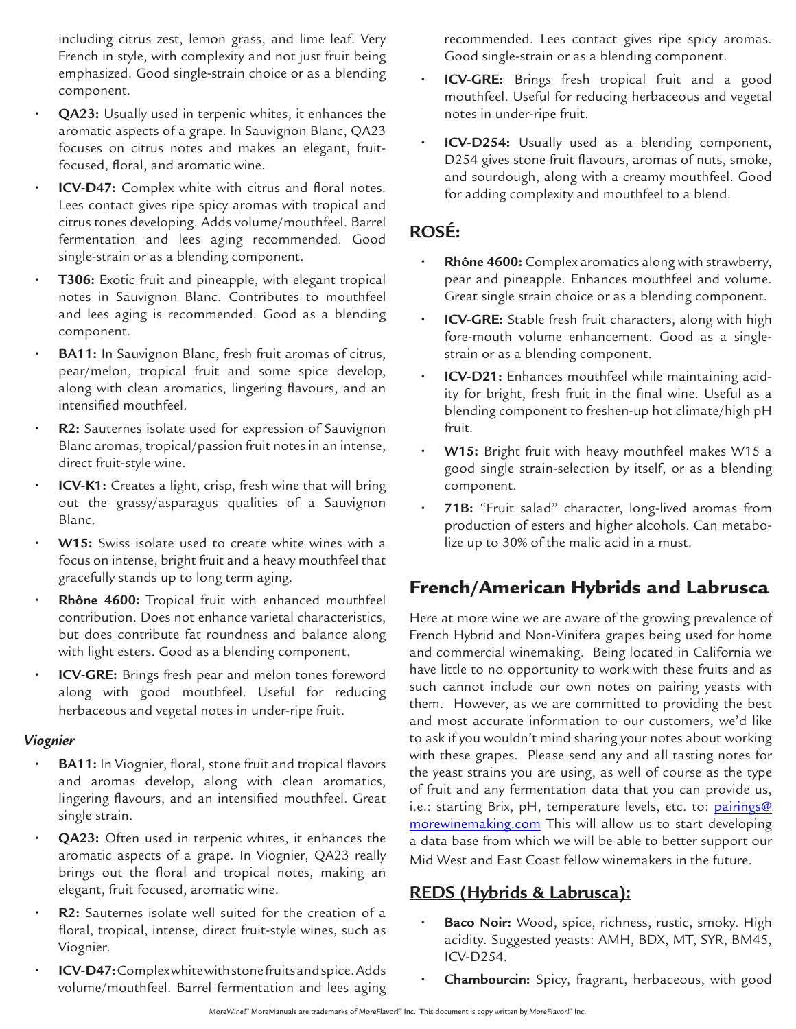including citrus zest, lemon grass, and lime leaf. Very French in style, with complexity and not just fruit being emphasized. Good single-strain choice or as a blending component.

- **QA23:** Usually used in terpenic whites, it enhances the aromatic aspects of a grape. In Sauvignon Blanc, QA23 focuses on citrus notes and makes an elegant, fruit-focused, floral, and aromatic wine.
- **ICV-D47:** Complex white with citrus and floral notes. Lees contact gives ripe spicy aromas with tropical and citrus tones developing. Adds volume/mouthfeel. Barrel fermentation and lees aging recommended. Good single-strain or as a blending component.
- **T306:** Exotic fruit and pineapple, with elegant tropical notes in Sauvignon Blanc. Contributes to mouthfeel and lees aging is recommended. Good as a blending component.
- **BA11:** In Sauvignon Blanc, fresh fruit aromas of citrus, pear/melon, tropical fruit and some spice develop, along with clean aromatics, lingering flavours, and an intensified mouthfeel.
- **R2:** Sauternes isolate used for expression of Sauvignon Blanc aromas, tropical/passion fruit notes in an intense, direct fruit-style wine.
- **ICV-K1:** Creates a light, crisp, fresh wine that will bring out the grassy/asparagus qualities of a Sauvignon Blanc.
- **W15:** Swiss isolate used to create white wines with a focus on intense, bright fruit and a heavy mouthfeel that gracefully stands up to long term aging.
- **Rhône 4600:** Tropical fruit with enhanced mouthfeel contribution. Does not enhance varietal characteristics, but does contribute fat roundness and balance along with light esters. Good as a blending component.
- **ICV-GRE:** Brings fresh pear and melon tones foreword along with good mouthfeel. Useful for reducing herbaceous and vegetal notes in under-ripe fruit.

### *Viognier*

- **BA11:** In Viognier, floral, stone fruit and tropical flavors and aromas develop, along with clean aromatics, lingering flavours, and an intensified mouthfeel. Great single strain.
- **QA23:** Often used in terpenic whites, it enhances the aromatic aspects of a grape. In Viognier, QA23 really brings out the floral and tropical notes, making an elegant, fruit focused, aromatic wine.
- **R2:** Sauternes isolate well suited for the creation of a floral, tropical, intense, direct fruit-style wines, such as Viognier.
- **ICV-D47:** Complex white with stone fruits and spice. Adds volume/mouthfeel. Barrel fermentation and lees aging recommended. Lees contact gives ripe spicy aromas. Good single-strain or as a blending component.
- **ICV-GRE:** Brings fresh tropical fruit and a good mouthfeel. Useful for reducing herbaceous and vegetal notes in under-ripe fruit.
- **ICV-D254:** Usually used as a blending component, D254 gives stone fruit flavours, aromas of nuts, smoke, and sourdough, along with a creamy mouthfeel. Good for adding complexity and mouthfeel to a blend.

## ROSÉ:

- **Rhône 4600:** Complex aromatics along with strawberry, pear and pineapple. Enhances mouthfeel and volume. Great single strain choice or as a blending component.
- **ICV-GRE:** Stable fresh fruit characters, along with high fore-mouth volume enhancement. Good as a single-strain or as a blending component.
- **ICV-D21:** Enhances mouthfeel while maintaining acidity for bright, fresh fruit in the final wine. Useful as a blending component to freshen-up hot climate/high pH fruit.
- **W15:** Bright fruit with heavy mouthfeel makes W15 a good single strain-selection by itself, or as a blending component.
- **71B:** "Fruit salad" character, long-lived aromas from production of esters and higher alcohols. Can metabolize up to 30% of the malic acid in a must.

## French/American Hybrids and Labrusca

Here at more wine we are aware of the growing prevalence of French Hybrid and Non-Vinifera grapes being used for home and commercial winemaking. Being located in California we have little to no opportunity to work with these fruits and as such cannot include our own notes on pairing yeasts with them. However, as we are committed to providing the best and most accurate information to our customers, we'd like to ask if you wouldn't mind sharing your notes about working with these grapes. Please send any and all tasting notes for the yeast strains you are using, as well of course as the type of fruit and any fermentation data that you can provide us, i.e.: starting Brix, pH, temperature levels, etc. to: pairings@morewinemaking.com This will allow us to start developing a data base from which we will be able to better support our Mid West and East Coast fellow winemakers in the future.

## REDS (Hybrids & Labrusca):

- **Baco Noir:** Wood, spice, richness, rustic, smoky. High acidity. Suggested yeasts: AMH, BDX, MT, SYR, BM45, ICV-D254.
- **Chambourcin:** Spicy, fragrant, herbaceous, with good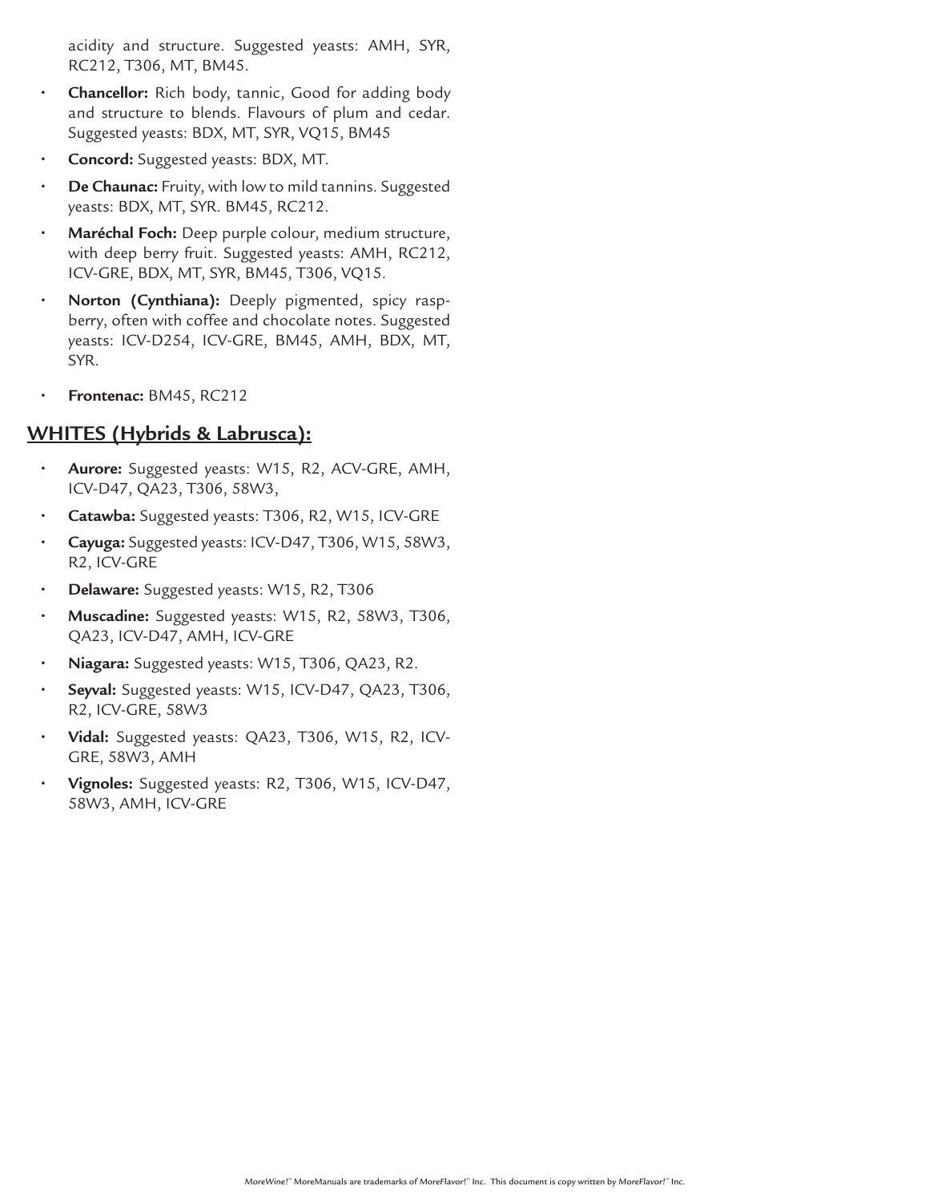acidity and structure. Suggested yeasts: AMH, SYR, RC212, T306, MT, BM45.

- **Chancellor:** Rich body, tannic, Good for adding body and structure to blends. Flavours of plum and cedar. Suggested yeasts: BDX, MT, SYR, VQ15, BM45
- **Concord:** Suggested yeasts: BDX, MT.
- **De Chaunac:** Fruity, with low to mild tannins. Suggested yeasts: BDX, MT, SYR. BM45, RC212.
- **Maréchal Foch:** Deep purple colour, medium structure, with deep berry fruit. Suggested yeasts: AMH, RC212, ICV-GRE, BDX, MT, SYR, BM45, T306, VQ15.
- **Norton (Cynthiana):** Deeply pigmented, spicy raspberry, often with coffee and chocolate notes. Suggested yeasts: ICV-D254, ICV-GRE, BM45, AMH, BDX, MT, SYR.
- **Frontenac:** BM45, RC212

## WHITES (Hybrids & Labrusca):

- **Aurore:** Suggested yeasts: W15, R2, ACV-GRE, AMH, ICV-D47, QA23, T306, 58W3,
- **Catawba:** Suggested yeasts: T306, R2, W15, ICV-GRE
- **Cayuga:** Suggested yeasts: ICV-D47, T306, W15, 58W3, R2, ICV-GRE
- **Delaware:** Suggested yeasts: W15, R2, T306
- **Muscadine:** Suggested yeasts: W15, R2, 58W3, T306, QA23, ICV-D47, AMH, ICV-GRE
- **Niagara:** Suggested yeasts: W15, T306, QA23, R2.
- **Seyval:** Suggested yeasts: W15, ICV-D47, QA23, T306, R2, ICV-GRE, 58W3
- **Vidal:** Suggested yeasts: QA23, T306, W15, R2, ICV-GRE, 58W3, AMH
- **Vignoles:** Suggested yeasts: R2, T306, W15, ICV-D47, 58W3, AMH, ICV-GRE